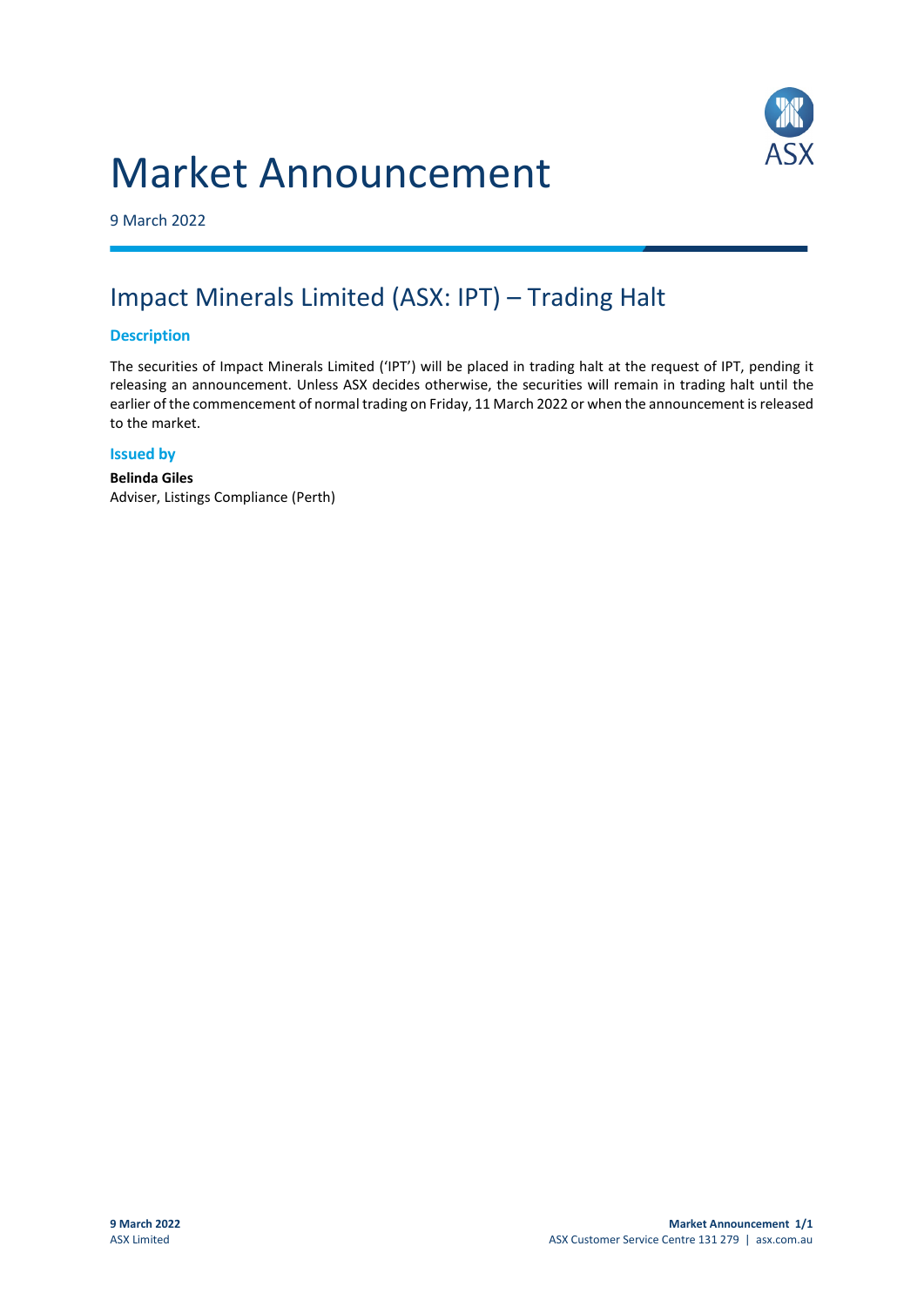# Market Announcement

9 March 2022

## Impact Minerals Limited (ASX: IPT) – Trading Halt

### Description

The securities of Impact Minerals Limited ('IPT') will be placed in trading halt at the request of IPT, pending it releasing an announcement. Unless ASX decides otherwise, the securities will remain in trading halt until the earlier of the commencement of normal trading on Friday, 11 March 2022 or when the announcement is released to the market.

### Issued by

**Belinda Giles**
Adviser, Listings Compliance (Perth)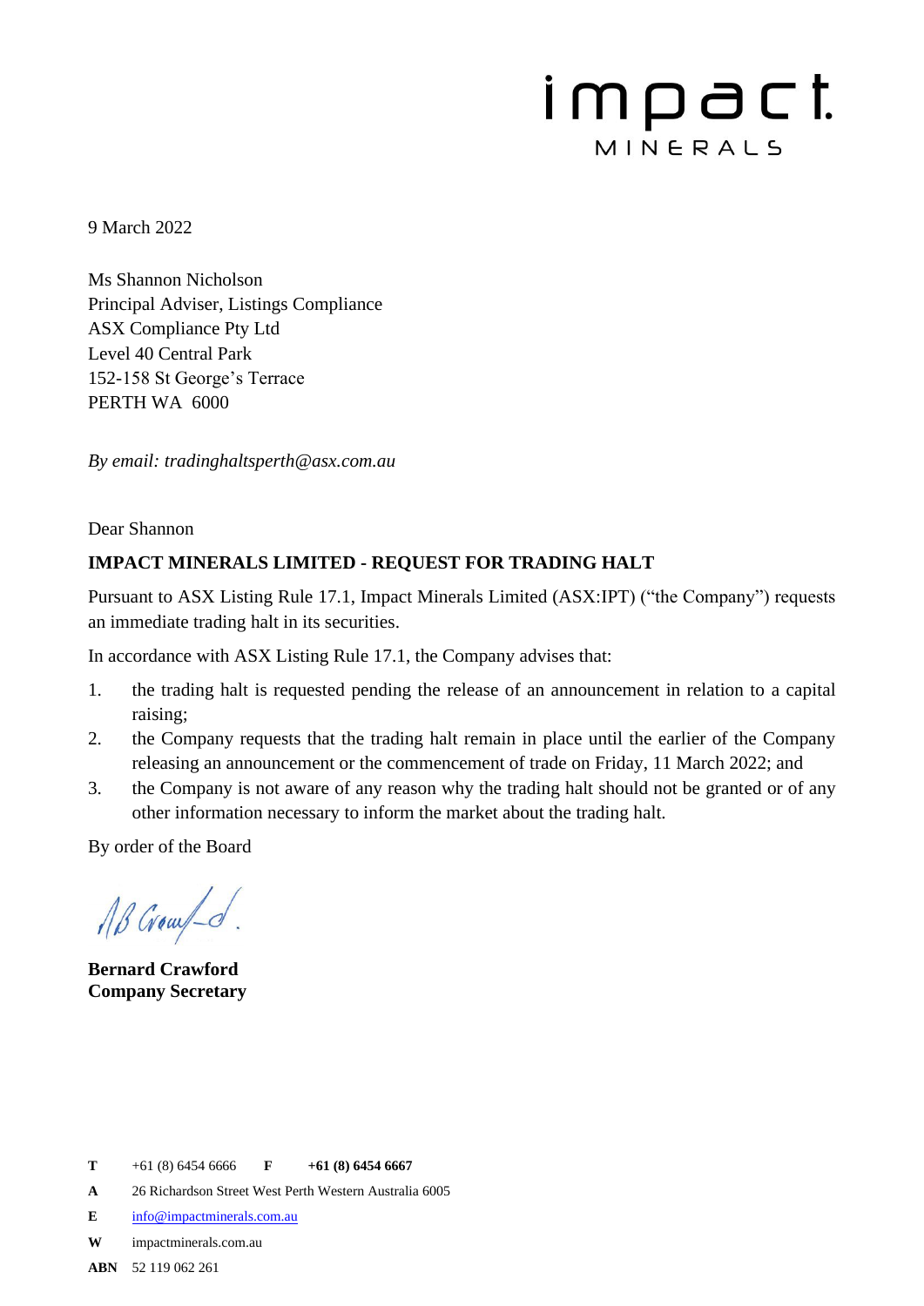9 March 2022

Ms Shannon Nicholson
Principal Adviser, Listings Compliance
ASX Compliance Pty Ltd
Level 40 Central Park
152-158 St George's Terrace
PERTH WA 6000

*By email: tradinghaltsperth@asx.com.au*

Dear Shannon

**IMPACT MINERALS LIMITED - REQUEST FOR TRADING HALT**

Pursuant to ASX Listing Rule 17.1, Impact Minerals Limited (ASX:IPT) ("the Company") requests an immediate trading halt in its securities.

In accordance with ASX Listing Rule 17.1, the Company advises that:

1. the trading halt is requested pending the release of an announcement in relation to a capital raising;
2. the Company requests that the trading halt remain in place until the earlier of the Company releasing an announcement or the commencement of trade on Friday, 11 March 2022; and
3. the Company is not aware of any reason why the trading halt should not be granted or of any other information necessary to inform the market about the trading halt.

By order of the Board

**Bernard Crawford**
**Company Secretary**

**T** +61 (8) 6454 6666 **F** **+61 (8) 6454 6667**

**A** 26 Richardson Street West Perth Western Australia 6005

**E** info@impactminerals.com.au

**W** impactminerals.com.au

**ABN** 52 119 062 261